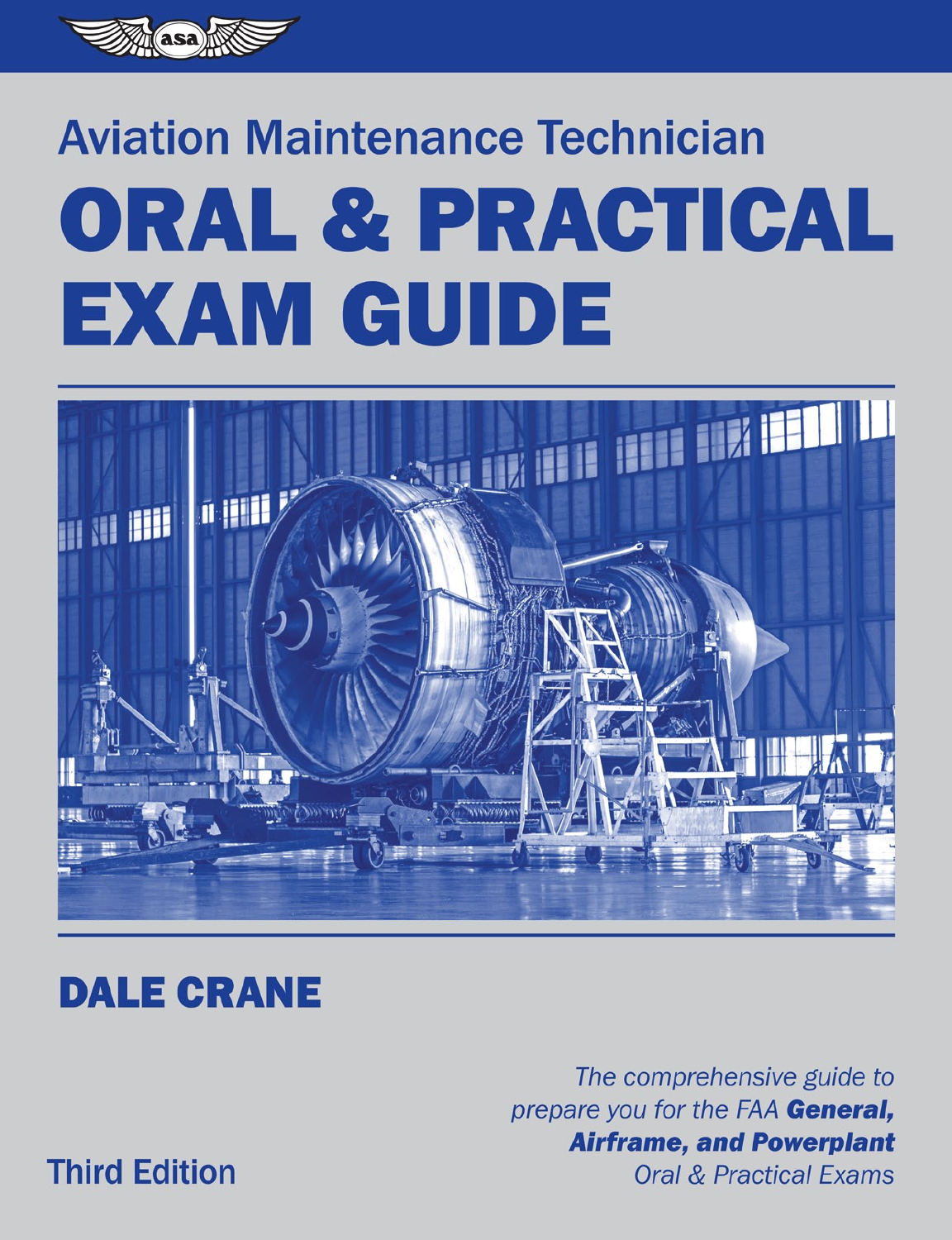asa

Aviation Maintenance Technician

# ORAL & PRACTICAL EXAM GUIDE

## DALE CRANE

*The comprehensive guide to prepare you for the FAA* ***General, Airframe, and Powerplant*** *Oral & Practical Exams*

Third Edition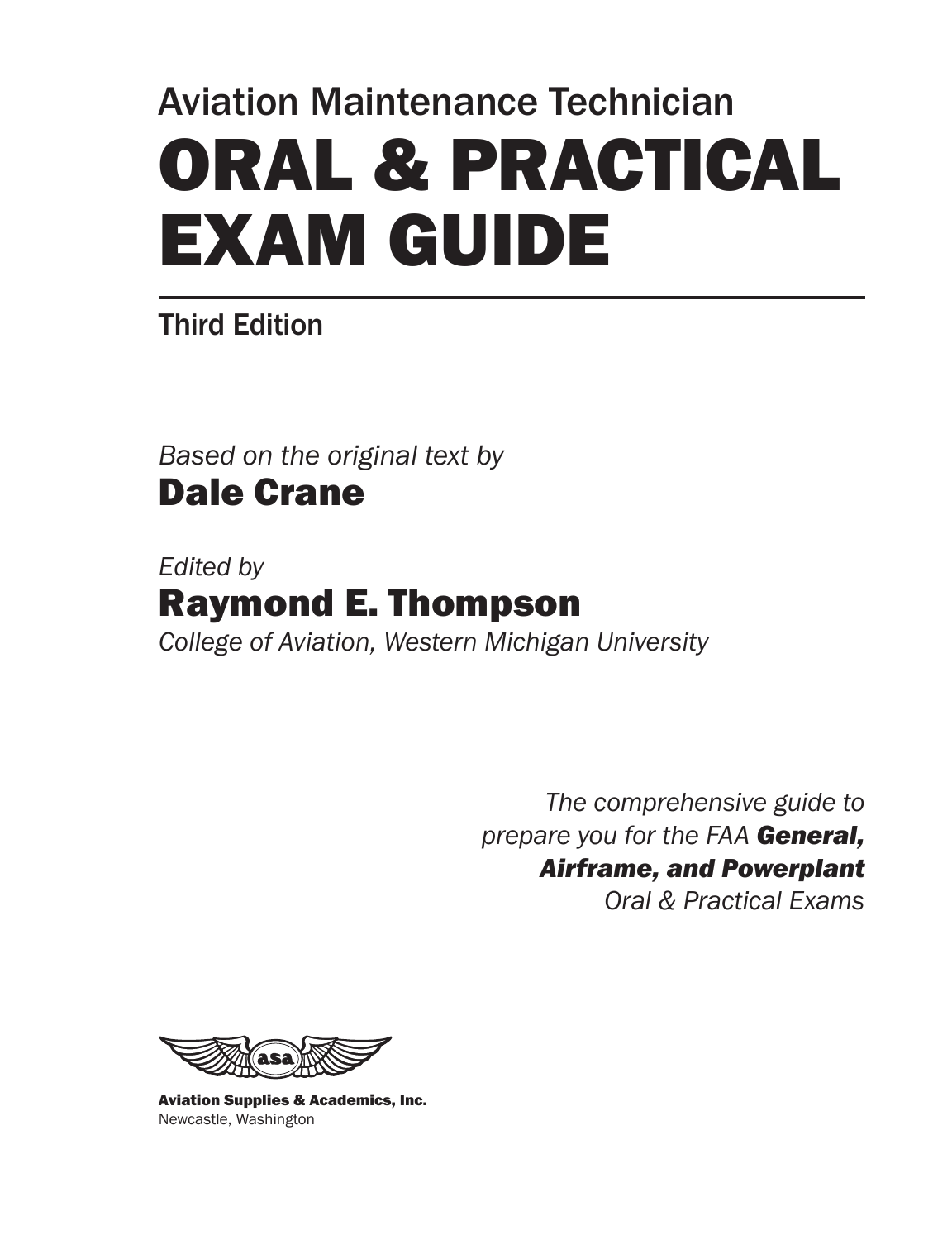Aviation Maintenance Technician

# ORAL & PRACTICAL EXAM GUIDE

Third Edition

*Based on the original text by*

**Dale Crane**

*Edited by*

**Raymond E. Thompson**

*College of Aviation, Western Michigan University*

*The comprehensive guide to prepare you for the FAA* ***General, Airframe, and Powerplant*** *Oral & Practical Exams*

**Aviation Supplies & Academics, Inc.**
Newcastle, Washington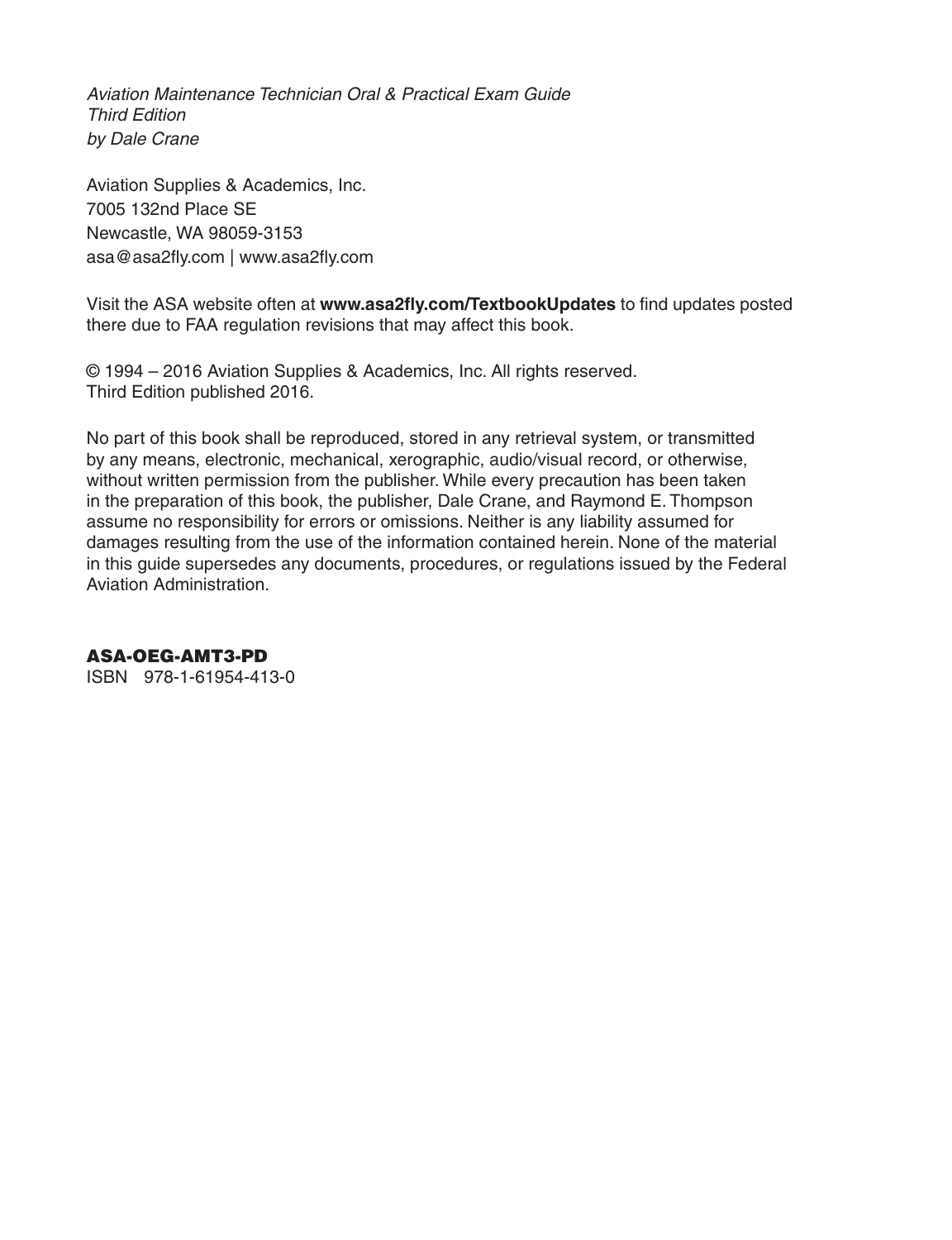*Aviation Maintenance Technician Oral & Practical Exam Guide*
*Third Edition*
*by Dale Crane*

Aviation Supplies & Academics, Inc.
7005 132nd Place SE
Newcastle, WA 98059-3153
asa@asa2fly.com | www.asa2fly.com

Visit the ASA website often at **www.asa2fly.com/TextbookUpdates** to find updates posted there due to FAA regulation revisions that may affect this book.

© 1994 – 2016 Aviation Supplies & Academics, Inc. All rights reserved.
Third Edition published 2016.

No part of this book shall be reproduced, stored in any retrieval system, or transmitted by any means, electronic, mechanical, xerographic, audio/visual record, or otherwise, without written permission from the publisher. While every precaution has been taken in the preparation of this book, the publisher, Dale Crane, and Raymond E. Thompson assume no responsibility for errors or omissions. Neither is any liability assumed for damages resulting from the use of the information contained herein. None of the material in this guide supersedes any documents, procedures, or regulations issued by the Federal Aviation Administration.

**ASA-OEG-AMT3-PD**
ISBN 978-1-61954-413-0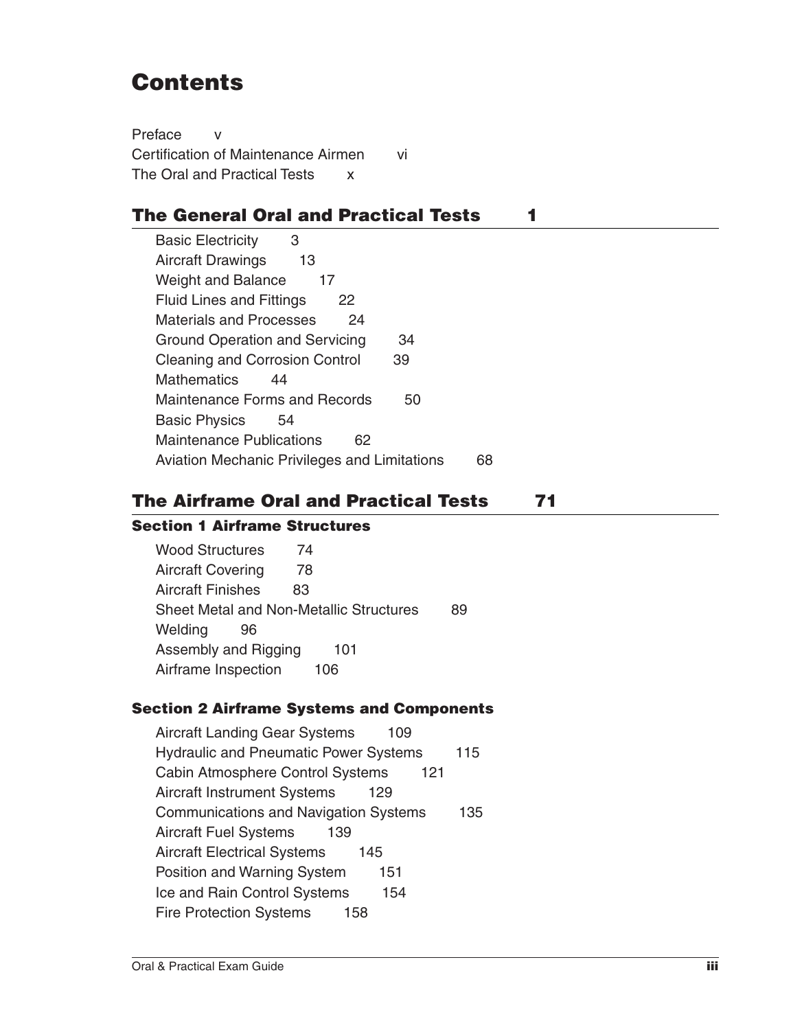# Contents

Preface v
Certification of Maintenance Airmen vi
The Oral and Practical Tests x

## The General Oral and Practical Tests 1

Basic Electricity 3
Aircraft Drawings 13
Weight and Balance 17
Fluid Lines and Fittings 22
Materials and Processes 24
Ground Operation and Servicing 34
Cleaning and Corrosion Control 39
Mathematics 44
Maintenance Forms and Records 50
Basic Physics 54
Maintenance Publications 62
Aviation Mechanic Privileges and Limitations 68

## The Airframe Oral and Practical Tests 71

### Section 1 Airframe Structures

Wood Structures 74
Aircraft Covering 78
Aircraft Finishes 83
Sheet Metal and Non-Metallic Structures 89
Welding 96
Assembly and Rigging 101
Airframe Inspection 106

### Section 2 Airframe Systems and Components

Aircraft Landing Gear Systems 109
Hydraulic and Pneumatic Power Systems 115
Cabin Atmosphere Control Systems 121
Aircraft Instrument Systems 129
Communications and Navigation Systems 135
Aircraft Fuel Systems 139
Aircraft Electrical Systems 145
Position and Warning System 151
Ice and Rain Control Systems 154
Fire Protection Systems 158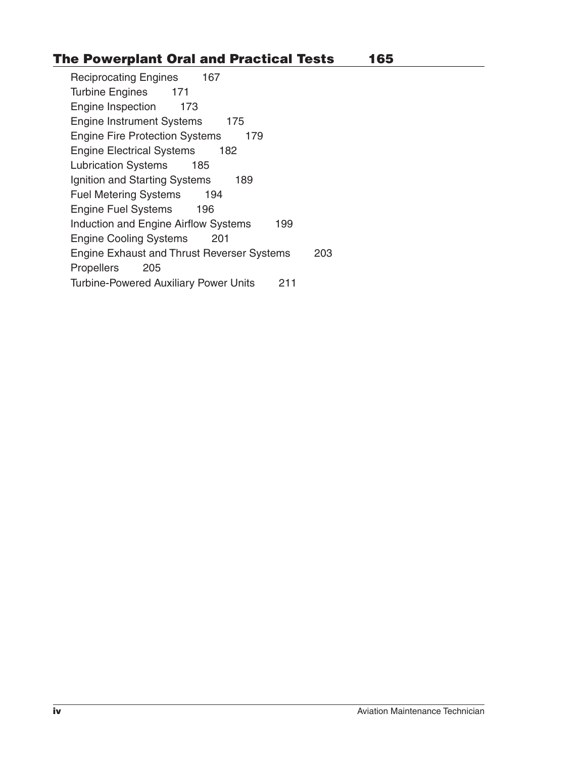## The Powerplant Oral and Practical Tests 165

- Reciprocating Engines 167
- Turbine Engines 171
- Engine Inspection 173
- Engine Instrument Systems 175
- Engine Fire Protection Systems 179
- Engine Electrical Systems 182
- Lubrication Systems 185
- Ignition and Starting Systems 189
- Fuel Metering Systems 194
- Engine Fuel Systems 196
- Induction and Engine Airflow Systems 199
- Engine Cooling Systems 201
- Engine Exhaust and Thrust Reverser Systems 203
- Propellers 205
- Turbine-Powered Auxiliary Power Units 211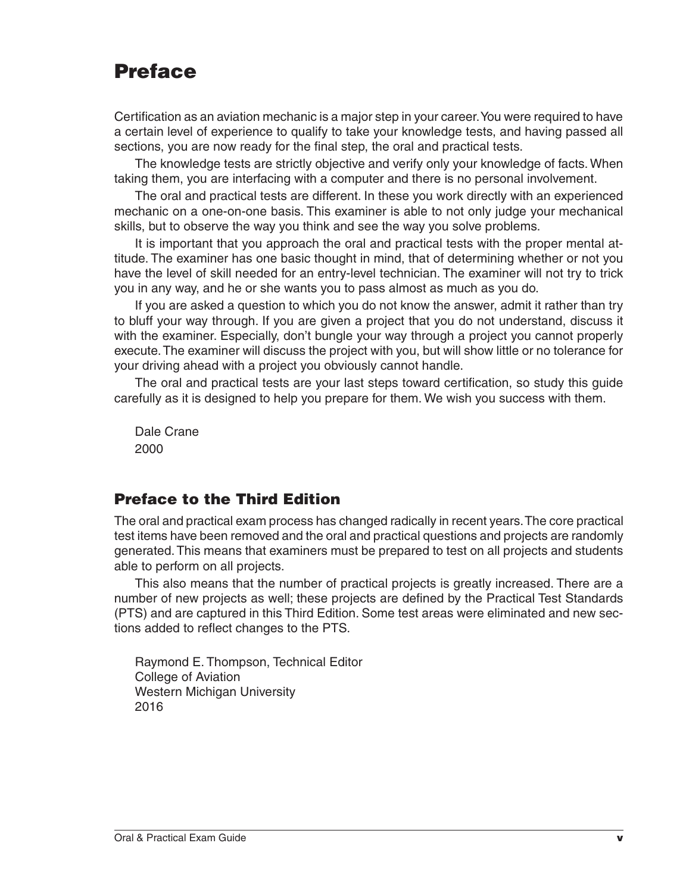# Preface

Certification as an aviation mechanic is a major step in your career. You were required to have a certain level of experience to qualify to take your knowledge tests, and having passed all sections, you are now ready for the final step, the oral and practical tests.

The knowledge tests are strictly objective and verify only your knowledge of facts. When taking them, you are interfacing with a computer and there is no personal involvement.

The oral and practical tests are different. In these you work directly with an experienced mechanic on a one-on-one basis. This examiner is able to not only judge your mechanical skills, but to observe the way you think and see the way you solve problems.

It is important that you approach the oral and practical tests with the proper mental attitude. The examiner has one basic thought in mind, that of determining whether or not you have the level of skill needed for an entry-level technician. The examiner will not try to trick you in any way, and he or she wants you to pass almost as much as you do.

If you are asked a question to which you do not know the answer, admit it rather than try to bluff your way through. If you are given a project that you do not understand, discuss it with the examiner. Especially, don't bungle your way through a project you cannot properly execute. The examiner will discuss the project with you, but will show little or no tolerance for your driving ahead with a project you obviously cannot handle.

The oral and practical tests are your last steps toward certification, so study this guide carefully as it is designed to help you prepare for them. We wish you success with them.

Dale Crane
2000

## Preface to the Third Edition

The oral and practical exam process has changed radically in recent years. The core practical test items have been removed and the oral and practical questions and projects are randomly generated. This means that examiners must be prepared to test on all projects and students able to perform on all projects.

This also means that the number of practical projects is greatly increased. There are a number of new projects as well; these projects are defined by the Practical Test Standards (PTS) and are captured in this Third Edition. Some test areas were eliminated and new sections added to reflect changes to the PTS.

Raymond E. Thompson, Technical Editor
College of Aviation
Western Michigan University
2016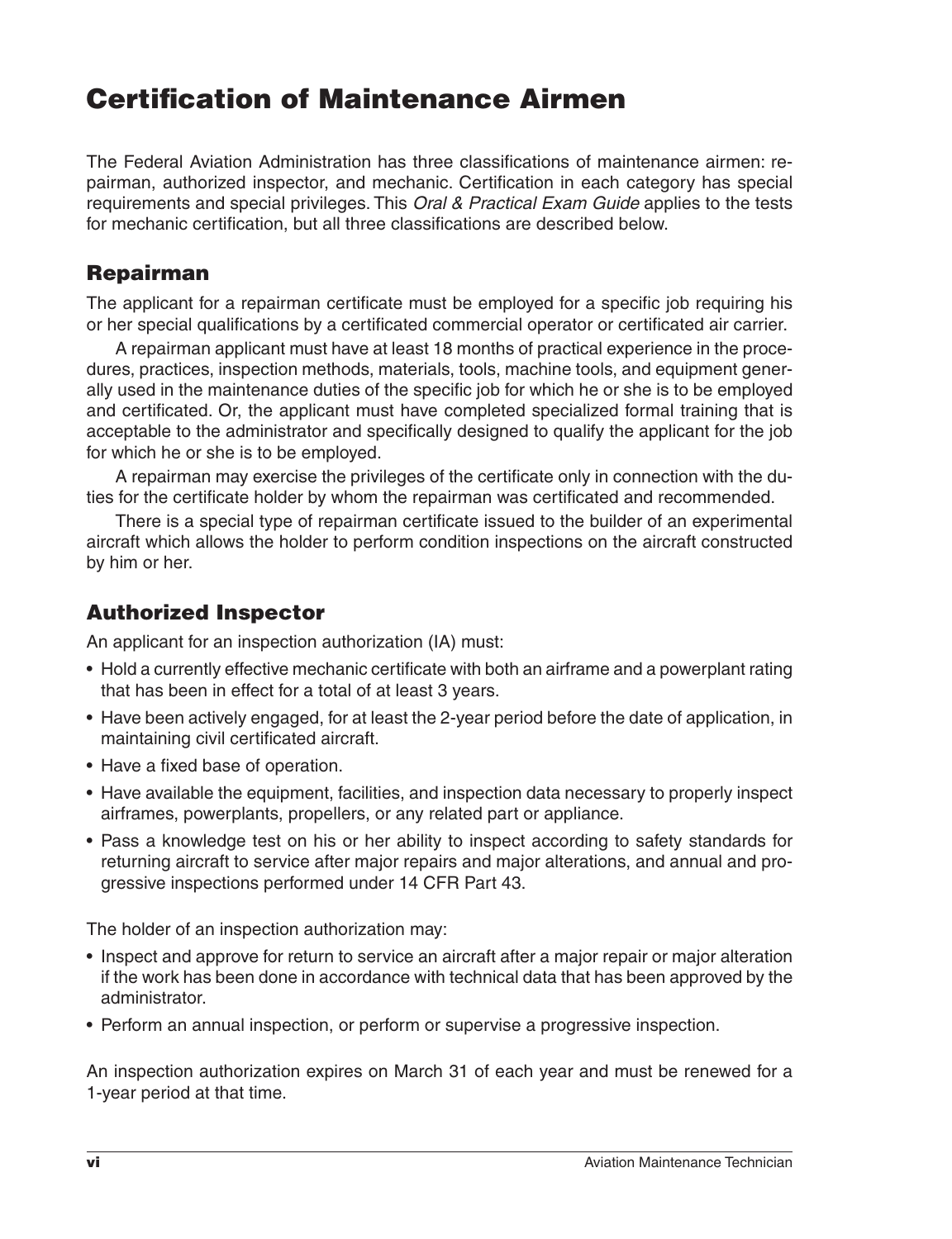# Certification of Maintenance Airmen

The Federal Aviation Administration has three classifications of maintenance airmen: repairman, authorized inspector, and mechanic. Certification in each category has special requirements and special privileges. This *Oral & Practical Exam Guide* applies to the tests for mechanic certification, but all three classifications are described below.

## Repairman

The applicant for a repairman certificate must be employed for a specific job requiring his or her special qualifications by a certificated commercial operator or certificated air carrier.

A repairman applicant must have at least 18 months of practical experience in the procedures, practices, inspection methods, materials, tools, machine tools, and equipment generally used in the maintenance duties of the specific job for which he or she is to be employed and certificated. Or, the applicant must have completed specialized formal training that is acceptable to the administrator and specifically designed to qualify the applicant for the job for which he or she is to be employed.

A repairman may exercise the privileges of the certificate only in connection with the duties for the certificate holder by whom the repairman was certificated and recommended.

There is a special type of repairman certificate issued to the builder of an experimental aircraft which allows the holder to perform condition inspections on the aircraft constructed by him or her.

## Authorized Inspector

An applicant for an inspection authorization (IA) must:

- Hold a currently effective mechanic certificate with both an airframe and a powerplant rating that has been in effect for a total of at least 3 years.
- Have been actively engaged, for at least the 2-year period before the date of application, in maintaining civil certificated aircraft.
- Have a fixed base of operation.
- Have available the equipment, facilities, and inspection data necessary to properly inspect airframes, powerplants, propellers, or any related part or appliance.
- Pass a knowledge test on his or her ability to inspect according to safety standards for returning aircraft to service after major repairs and major alterations, and annual and progressive inspections performed under 14 CFR Part 43.

The holder of an inspection authorization may:

- Inspect and approve for return to service an aircraft after a major repair or major alteration if the work has been done in accordance with technical data that has been approved by the administrator.
- Perform an annual inspection, or perform or supervise a progressive inspection.

An inspection authorization expires on March 31 of each year and must be renewed for a 1-year period at that time.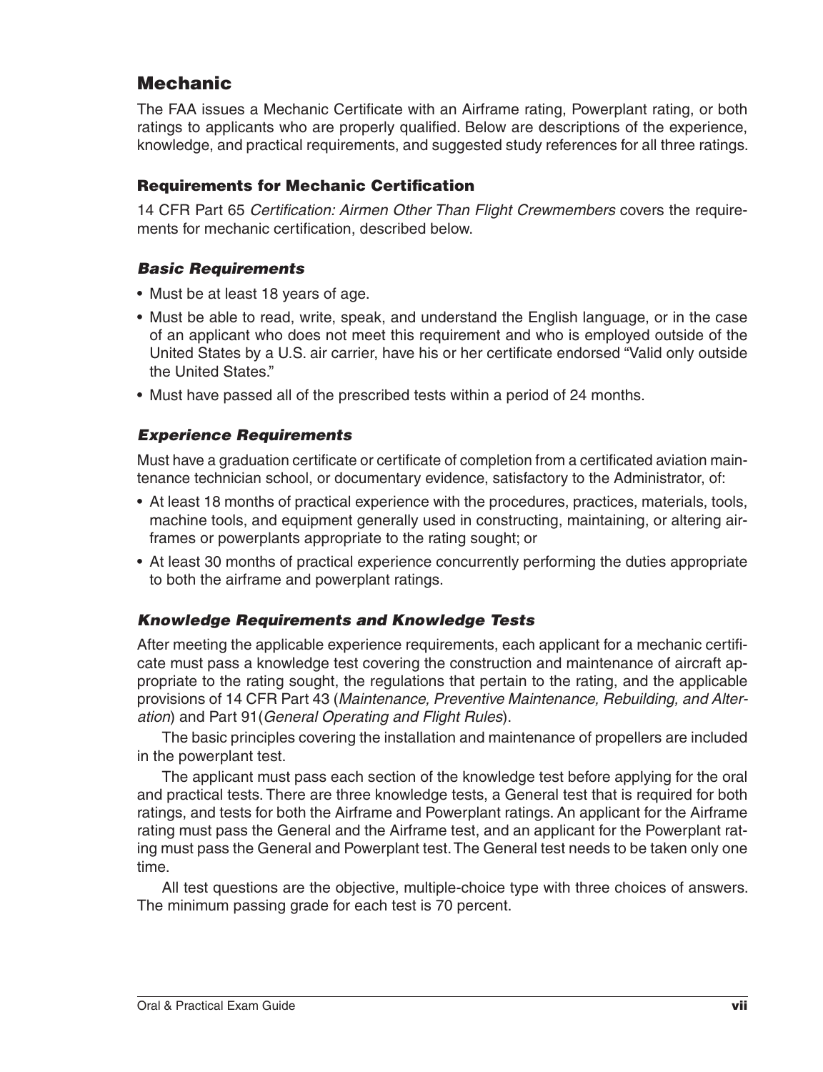## Mechanic

The FAA issues a Mechanic Certificate with an Airframe rating, Powerplant rating, or both ratings to applicants who are properly qualified. Below are descriptions of the experience, knowledge, and practical requirements, and suggested study references for all three ratings.

### Requirements for Mechanic Certification

14 CFR Part 65 *Certification: Airmen Other Than Flight Crewmembers* covers the requirements for mechanic certification, described below.

#### *Basic Requirements*

- Must be at least 18 years of age.
- Must be able to read, write, speak, and understand the English language, or in the case of an applicant who does not meet this requirement and who is employed outside of the United States by a U.S. air carrier, have his or her certificate endorsed "Valid only outside the United States."
- Must have passed all of the prescribed tests within a period of 24 months.

#### *Experience Requirements*

Must have a graduation certificate or certificate of completion from a certificated aviation maintenance technician school, or documentary evidence, satisfactory to the Administrator, of:

- At least 18 months of practical experience with the procedures, practices, materials, tools, machine tools, and equipment generally used in constructing, maintaining, or altering airframes or powerplants appropriate to the rating sought; or
- At least 30 months of practical experience concurrently performing the duties appropriate to both the airframe and powerplant ratings.

#### *Knowledge Requirements and Knowledge Tests*

After meeting the applicable experience requirements, each applicant for a mechanic certificate must pass a knowledge test covering the construction and maintenance of aircraft appropriate to the rating sought, the regulations that pertain to the rating, and the applicable provisions of 14 CFR Part 43 (*Maintenance, Preventive Maintenance, Rebuilding, and Alteration*) and Part 91(*General Operating and Flight Rules*).

The basic principles covering the installation and maintenance of propellers are included in the powerplant test.

The applicant must pass each section of the knowledge test before applying for the oral and practical tests. There are three knowledge tests, a General test that is required for both ratings, and tests for both the Airframe and Powerplant ratings. An applicant for the Airframe rating must pass the General and the Airframe test, and an applicant for the Powerplant rating must pass the General and Powerplant test. The General test needs to be taken only one time.

All test questions are the objective, multiple-choice type with three choices of answers. The minimum passing grade for each test is 70 percent.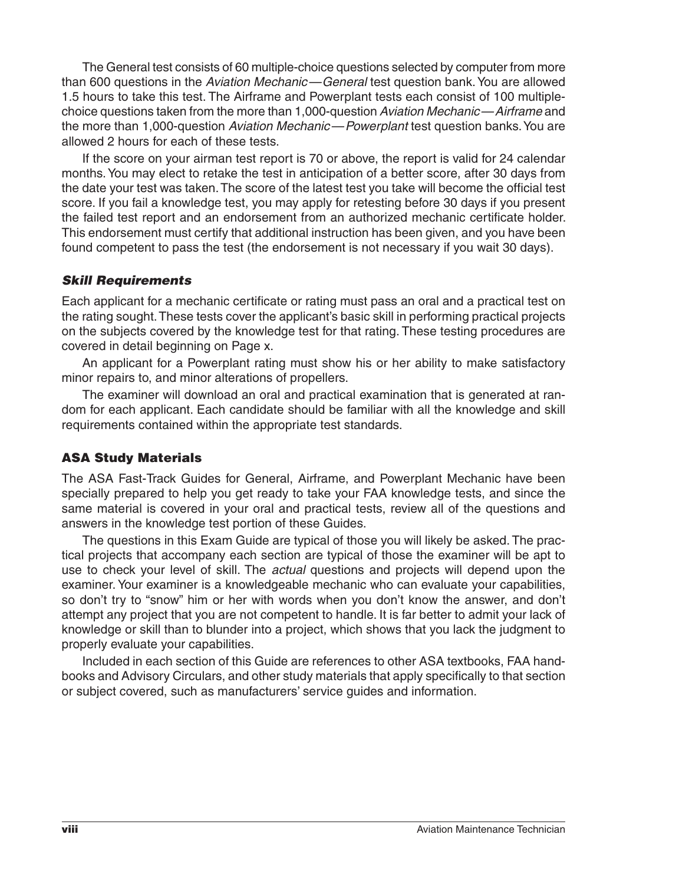The General test consists of 60 multiple-choice questions selected by computer from more than 600 questions in the *Aviation Mechanic—General* test question bank. You are allowed 1.5 hours to take this test. The Airframe and Powerplant tests each consist of 100 multiple-choice questions taken from the more than 1,000-question *Aviation Mechanic—Airframe* and the more than 1,000-question *Aviation Mechanic—Powerplant* test question banks. You are allowed 2 hours for each of these tests.

If the score on your airman test report is 70 or above, the report is valid for 24 calendar months. You may elect to retake the test in anticipation of a better score, after 30 days from the date your test was taken. The score of the latest test you take will become the official test score. If you fail a knowledge test, you may apply for retesting before 30 days if you present the failed test report and an endorsement from an authorized mechanic certificate holder. This endorsement must certify that additional instruction has been given, and you have been found competent to pass the test (the endorsement is not necessary if you wait 30 days).

### *Skill Requirements*

Each applicant for a mechanic certificate or rating must pass an oral and a practical test on the rating sought. These tests cover the applicant's basic skill in performing practical projects on the subjects covered by the knowledge test for that rating. These testing procedures are covered in detail beginning on Page x.

An applicant for a Powerplant rating must show his or her ability to make satisfactory minor repairs to, and minor alterations of propellers.

The examiner will download an oral and practical examination that is generated at random for each applicant. Each candidate should be familiar with all the knowledge and skill requirements contained within the appropriate test standards.

## ASA Study Materials

The ASA Fast-Track Guides for General, Airframe, and Powerplant Mechanic have been specially prepared to help you get ready to take your FAA knowledge tests, and since the same material is covered in your oral and practical tests, review all of the questions and answers in the knowledge test portion of these Guides.

The questions in this Exam Guide are typical of those you will likely be asked. The practical projects that accompany each section are typical of those the examiner will be apt to use to check your level of skill. The *actual* questions and projects will depend upon the examiner. Your examiner is a knowledgeable mechanic who can evaluate your capabilities, so don't try to "snow" him or her with words when you don't know the answer, and don't attempt any project that you are not competent to handle. It is far better to admit your lack of knowledge or skill than to blunder into a project, which shows that you lack the judgment to properly evaluate your capabilities.

Included in each section of this Guide are references to other ASA textbooks, FAA handbooks and Advisory Circulars, and other study materials that apply specifically to that section or subject covered, such as manufacturers' service guides and information.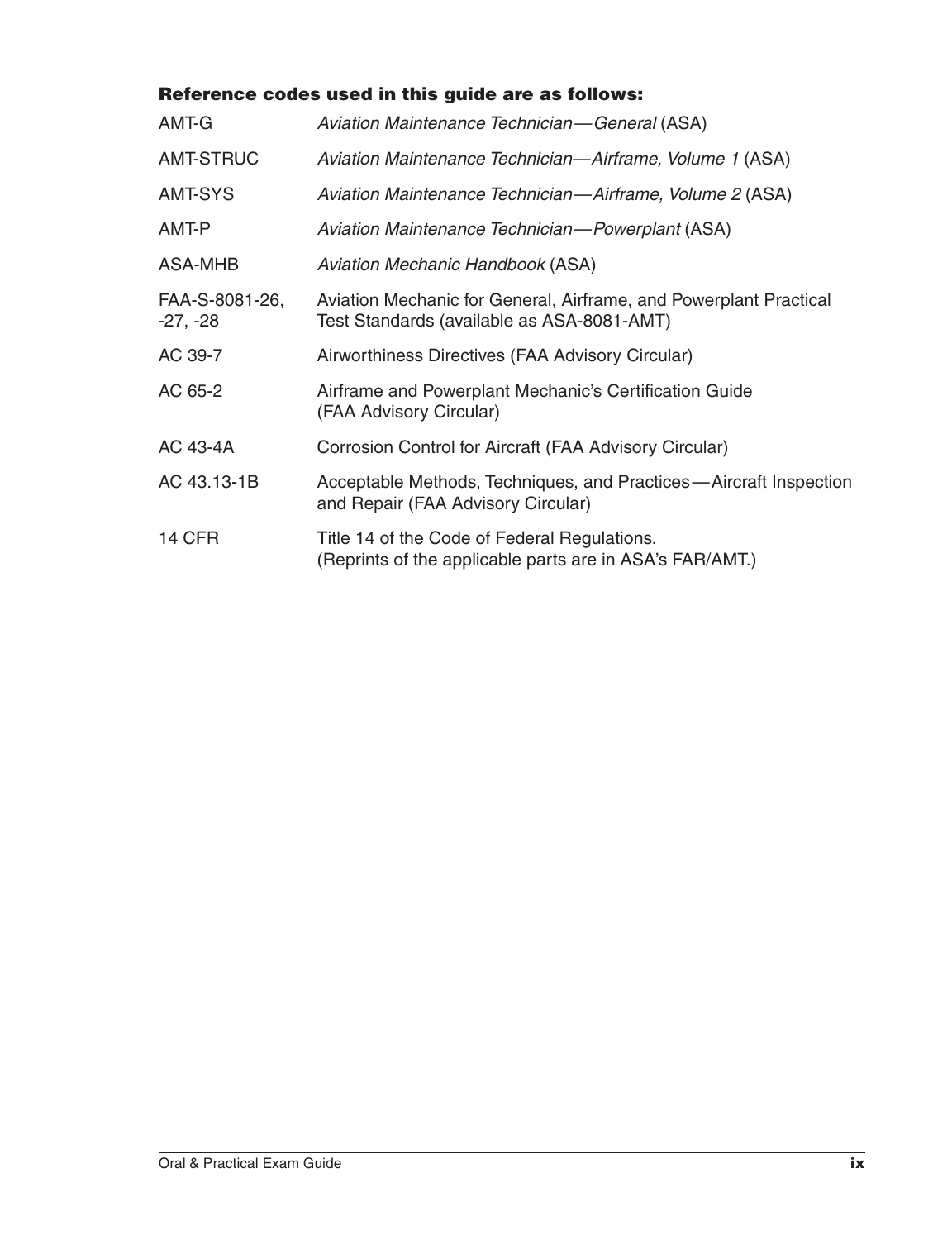**Reference codes used in this guide are as follows:**

| | |
|---|---|
| AMT-G | *Aviation Maintenance Technician—General* (ASA) |
| AMT-STRUC | *Aviation Maintenance Technician—Airframe, Volume 1* (ASA) |
| AMT-SYS | *Aviation Maintenance Technician—Airframe, Volume 2* (ASA) |
| AMT-P | *Aviation Maintenance Technician—Powerplant* (ASA) |
| ASA-MHB | *Aviation Mechanic Handbook* (ASA) |
| FAA-S-8081-26, -27, -28 | Aviation Mechanic for General, Airframe, and Powerplant Practical Test Standards (available as ASA-8081-AMT) |
| AC 39-7 | Airworthiness Directives (FAA Advisory Circular) |
| AC 65-2 | Airframe and Powerplant Mechanic's Certification Guide (FAA Advisory Circular) |
| AC 43-4A | Corrosion Control for Aircraft (FAA Advisory Circular) |
| AC 43.13-1B | Acceptable Methods, Techniques, and Practices—Aircraft Inspection and Repair (FAA Advisory Circular) |
| 14 CFR | Title 14 of the Code of Federal Regulations. (Reprints of the applicable parts are in ASA's FAR/AMT.) |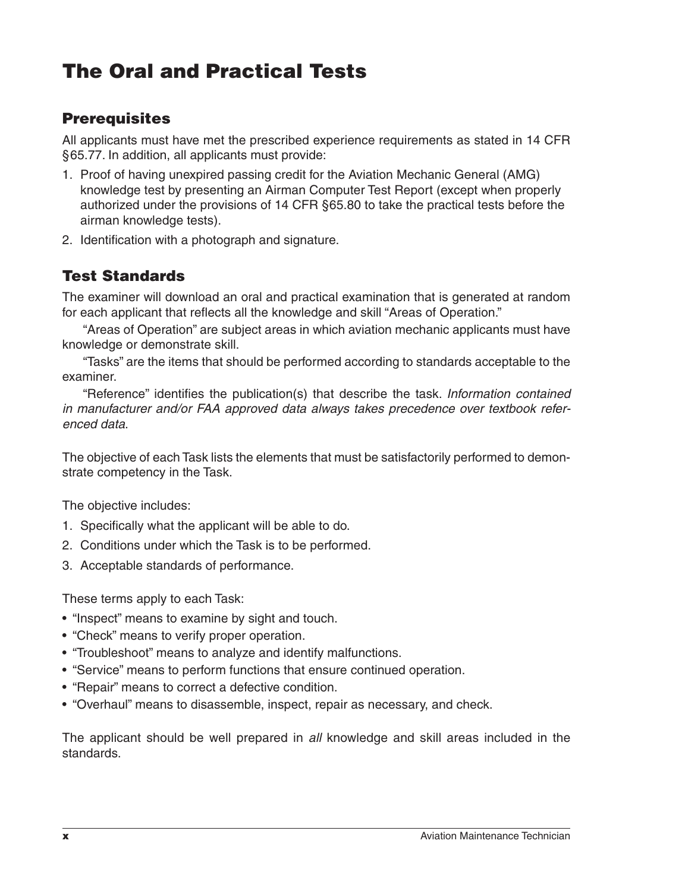# The Oral and Practical Tests

## Prerequisites

All applicants must have met the prescribed experience requirements as stated in 14 CFR §65.77. In addition, all applicants must provide:

1. Proof of having unexpired passing credit for the Aviation Mechanic General (AMG) knowledge test by presenting an Airman Computer Test Report (except when properly authorized under the provisions of 14 CFR §65.80 to take the practical tests before the airman knowledge tests).
2. Identification with a photograph and signature.

## Test Standards

The examiner will download an oral and practical examination that is generated at random for each applicant that reflects all the knowledge and skill "Areas of Operation."

"Areas of Operation" are subject areas in which aviation mechanic applicants must have knowledge or demonstrate skill.

"Tasks" are the items that should be performed according to standards acceptable to the examiner.

"Reference" identifies the publication(s) that describe the task. *Information contained in manufacturer and/or FAA approved data always takes precedence over textbook referenced data*.

The objective of each Task lists the elements that must be satisfactorily performed to demonstrate competency in the Task.

The objective includes:

1. Specifically what the applicant will be able to do.
2. Conditions under which the Task is to be performed.
3. Acceptable standards of performance.

These terms apply to each Task:

- "Inspect" means to examine by sight and touch.
- "Check" means to verify proper operation.
- "Troubleshoot" means to analyze and identify malfunctions.
- "Service" means to perform functions that ensure continued operation.
- "Repair" means to correct a defective condition.
- "Overhaul" means to disassemble, inspect, repair as necessary, and check.

The applicant should be well prepared in *all* knowledge and skill areas included in the standards.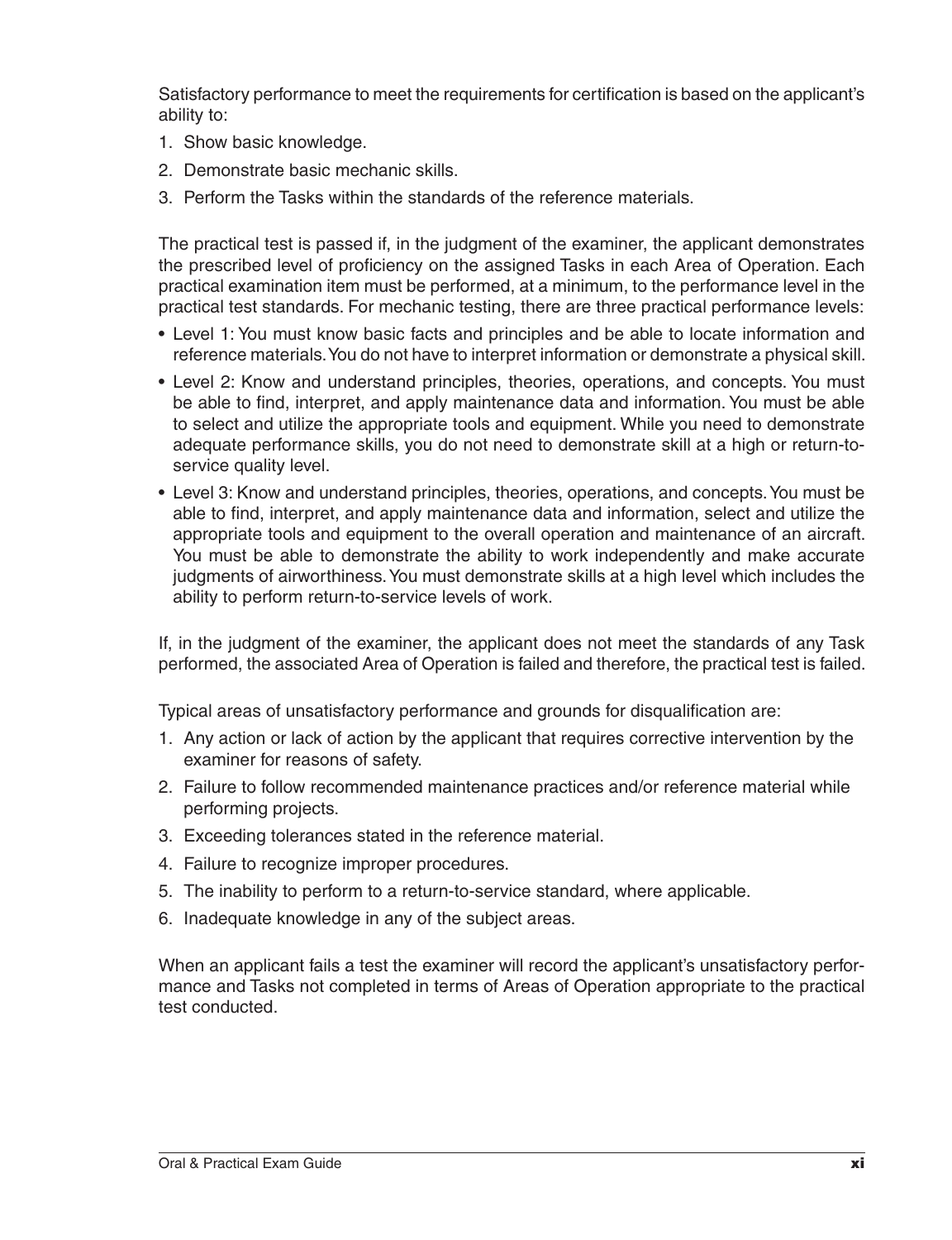Satisfactory performance to meet the requirements for certification is based on the applicant's ability to:

1. Show basic knowledge.
2. Demonstrate basic mechanic skills.
3. Perform the Tasks within the standards of the reference materials.

The practical test is passed if, in the judgment of the examiner, the applicant demonstrates the prescribed level of proficiency on the assigned Tasks in each Area of Operation. Each practical examination item must be performed, at a minimum, to the performance level in the practical test standards. For mechanic testing, there are three practical performance levels:

- Level 1: You must know basic facts and principles and be able to locate information and reference materials. You do not have to interpret information or demonstrate a physical skill.
- Level 2: Know and understand principles, theories, operations, and concepts. You must be able to find, interpret, and apply maintenance data and information. You must be able to select and utilize the appropriate tools and equipment. While you need to demonstrate adequate performance skills, you do not need to demonstrate skill at a high or return-to-service quality level.
- Level 3: Know and understand principles, theories, operations, and concepts. You must be able to find, interpret, and apply maintenance data and information, select and utilize the appropriate tools and equipment to the overall operation and maintenance of an aircraft. You must be able to demonstrate the ability to work independently and make accurate judgments of airworthiness. You must demonstrate skills at a high level which includes the ability to perform return-to-service levels of work.

If, in the judgment of the examiner, the applicant does not meet the standards of any Task performed, the associated Area of Operation is failed and therefore, the practical test is failed.

Typical areas of unsatisfactory performance and grounds for disqualification are:

1. Any action or lack of action by the applicant that requires corrective intervention by the examiner for reasons of safety.
2. Failure to follow recommended maintenance practices and/or reference material while performing projects.
3. Exceeding tolerances stated in the reference material.
4. Failure to recognize improper procedures.
5. The inability to perform to a return-to-service standard, where applicable.
6. Inadequate knowledge in any of the subject areas.

When an applicant fails a test the examiner will record the applicant's unsatisfactory performance and Tasks not completed in terms of Areas of Operation appropriate to the practical test conducted.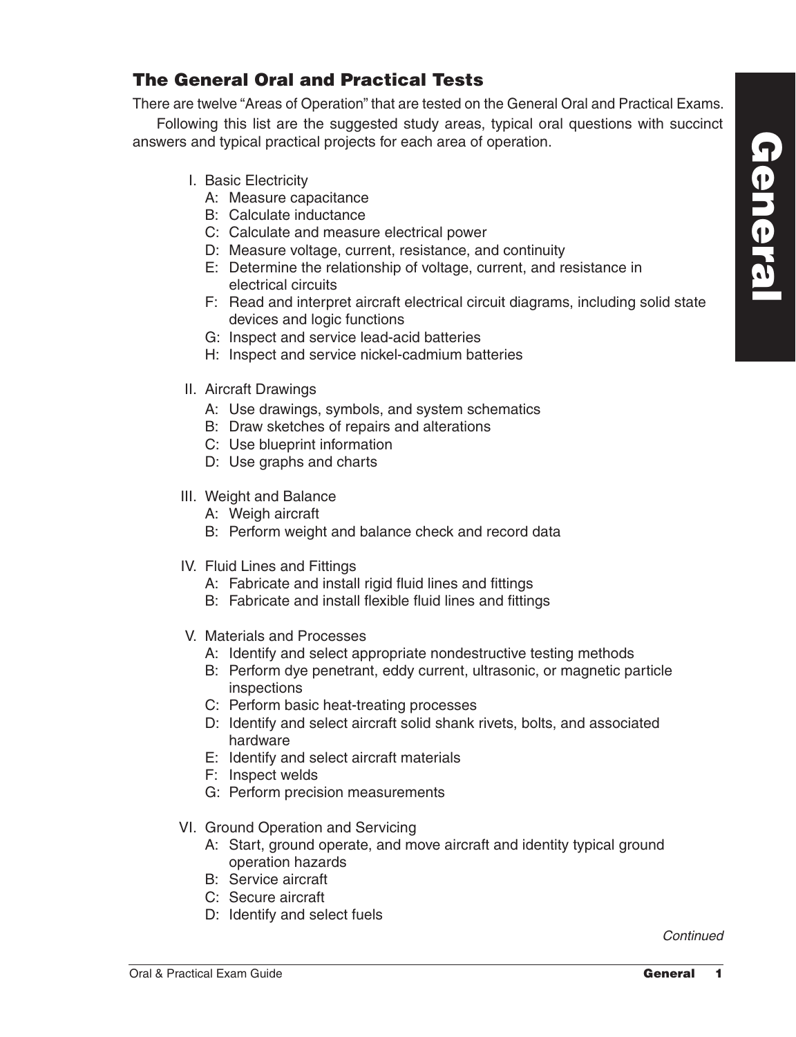## The General Oral and Practical Tests

There are twelve "Areas of Operation" that are tested on the General Oral and Practical Exams.

Following this list are the suggested study areas, typical oral questions with succinct answers and typical practical projects for each area of operation.

- I. Basic Electricity
  - A: Measure capacitance
  - B: Calculate inductance
  - C: Calculate and measure electrical power
  - D: Measure voltage, current, resistance, and continuity
  - E: Determine the relationship of voltage, current, and resistance in electrical circuits
  - F: Read and interpret aircraft electrical circuit diagrams, including solid state devices and logic functions
  - G: Inspect and service lead-acid batteries
  - H: Inspect and service nickel-cadmium batteries

- II. Aircraft Drawings
  - A: Use drawings, symbols, and system schematics
  - B: Draw sketches of repairs and alterations
  - C: Use blueprint information
  - D: Use graphs and charts

- III. Weight and Balance
  - A: Weigh aircraft
  - B: Perform weight and balance check and record data

- IV. Fluid Lines and Fittings
  - A: Fabricate and install rigid fluid lines and fittings
  - B: Fabricate and install flexible fluid lines and fittings

- V. Materials and Processes
  - A: Identify and select appropriate nondestructive testing methods
  - B: Perform dye penetrant, eddy current, ultrasonic, or magnetic particle inspections
  - C: Perform basic heat-treating processes
  - D: Identify and select aircraft solid shank rivets, bolts, and associated hardware
  - E: Identify and select aircraft materials
  - F: Inspect welds
  - G: Perform precision measurements

- VI. Ground Operation and Servicing
  - A: Start, ground operate, and move aircraft and identity typical ground operation hazards
  - B: Service aircraft
  - C: Secure aircraft
  - D: Identify and select fuels

*Continued*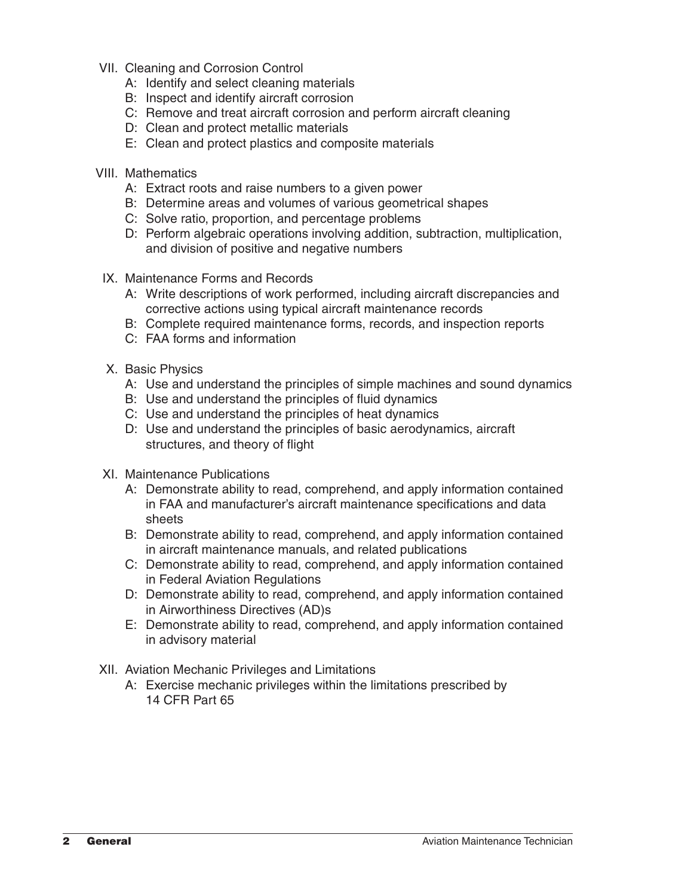VII. Cleaning and Corrosion Control
- A: Identify and select cleaning materials
- B: Inspect and identify aircraft corrosion
- C: Remove and treat aircraft corrosion and perform aircraft cleaning
- D: Clean and protect metallic materials
- E: Clean and protect plastics and composite materials

VIII. Mathematics
- A: Extract roots and raise numbers to a given power
- B: Determine areas and volumes of various geometrical shapes
- C: Solve ratio, proportion, and percentage problems
- D: Perform algebraic operations involving addition, subtraction, multiplication, and division of positive and negative numbers

IX. Maintenance Forms and Records
- A: Write descriptions of work performed, including aircraft discrepancies and corrective actions using typical aircraft maintenance records
- B: Complete required maintenance forms, records, and inspection reports
- C: FAA forms and information

X. Basic Physics
- A: Use and understand the principles of simple machines and sound dynamics
- B: Use and understand the principles of fluid dynamics
- C: Use and understand the principles of heat dynamics
- D: Use and understand the principles of basic aerodynamics, aircraft structures, and theory of flight

XI. Maintenance Publications
- A: Demonstrate ability to read, comprehend, and apply information contained in FAA and manufacturer's aircraft maintenance specifications and data sheets
- B: Demonstrate ability to read, comprehend, and apply information contained in aircraft maintenance manuals, and related publications
- C: Demonstrate ability to read, comprehend, and apply information contained in Federal Aviation Regulations
- D: Demonstrate ability to read, comprehend, and apply information contained in Airworthiness Directives (AD)s
- E: Demonstrate ability to read, comprehend, and apply information contained in advisory material

XII. Aviation Mechanic Privileges and Limitations
- A: Exercise mechanic privileges within the limitations prescribed by 14 CFR Part 65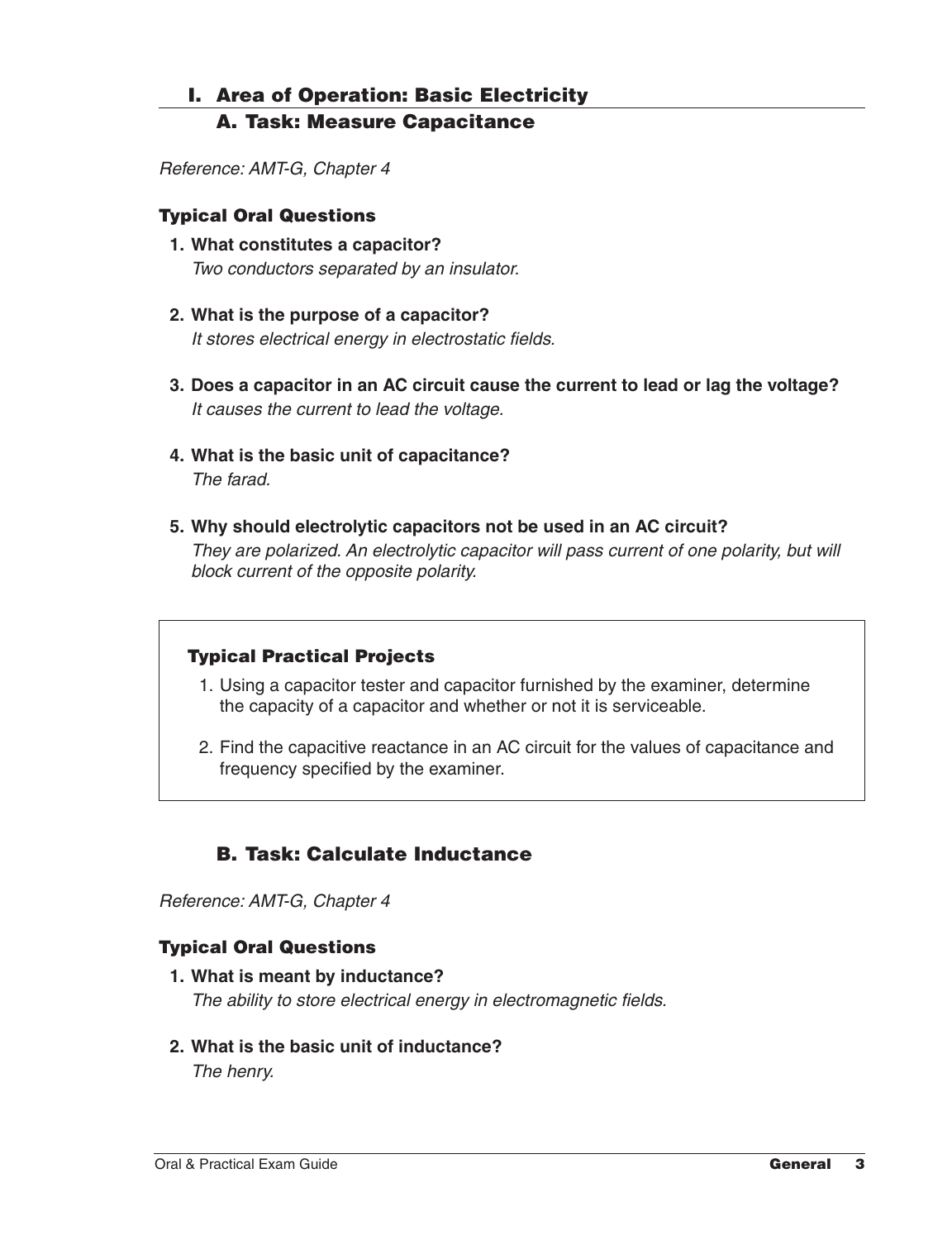## I. Area of Operation: Basic Electricity

### A. Task: Measure Capacitance

*Reference: AMT-G, Chapter 4*

#### Typical Oral Questions

1. **What constitutes a capacitor?**
   *Two conductors separated by an insulator.*

2. **What is the purpose of a capacitor?**
   *It stores electrical energy in electrostatic fields.*

3. **Does a capacitor in an AC circuit cause the current to lead or lag the voltage?**
   *It causes the current to lead the voltage.*

4. **What is the basic unit of capacitance?**
   *The farad.*

5. **Why should electrolytic capacitors not be used in an AC circuit?**
   *They are polarized. An electrolytic capacitor will pass current of one polarity, but will block current of the opposite polarity.*

#### Typical Practical Projects

1. Using a capacitor tester and capacitor furnished by the examiner, determine the capacity of a capacitor and whether or not it is serviceable.

2. Find the capacitive reactance in an AC circuit for the values of capacitance and frequency specified by the examiner.

### B. Task: Calculate Inductance

*Reference: AMT-G, Chapter 4*

#### Typical Oral Questions

1. **What is meant by inductance?**
   *The ability to store electrical energy in electromagnetic fields.*

2. **What is the basic unit of inductance?**
   *The henry.*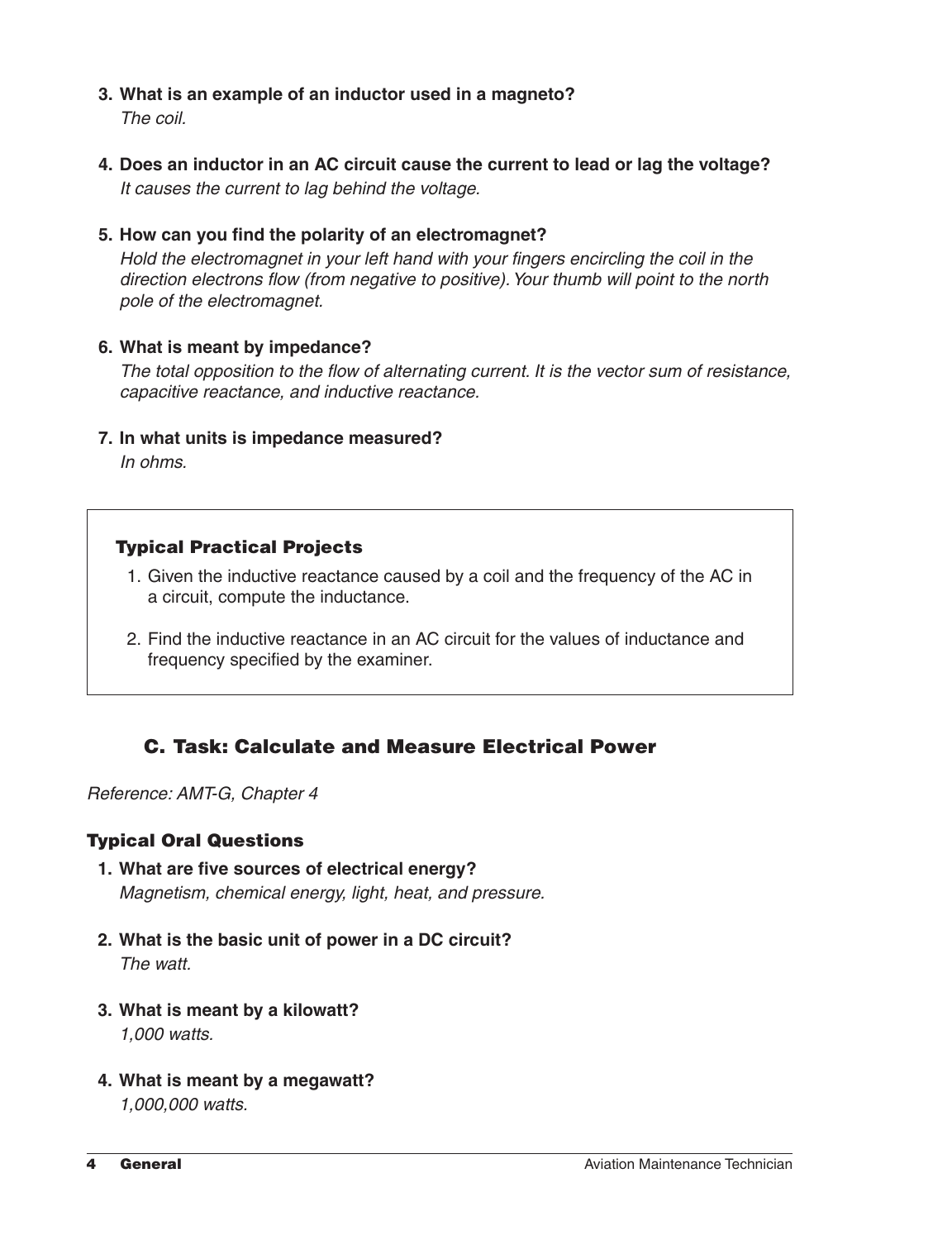**3. What is an example of an inductor used in a magneto?**
*The coil.*

**4. Does an inductor in an AC circuit cause the current to lead or lag the voltage?**
*It causes the current to lag behind the voltage.*

**5. How can you find the polarity of an electromagnet?**
*Hold the electromagnet in your left hand with your fingers encircling the coil in the direction electrons flow (from negative to positive). Your thumb will point to the north pole of the electromagnet.*

**6. What is meant by impedance?**
*The total opposition to the flow of alternating current. It is the vector sum of resistance, capacitive reactance, and inductive reactance.*

**7. In what units is impedance measured?**
*In ohms.*

### Typical Practical Projects

1. Given the inductive reactance caused by a coil and the frequency of the AC in a circuit, compute the inductance.
2. Find the inductive reactance in an AC circuit for the values of inductance and frequency specified by the examiner.

## C. Task: Calculate and Measure Electrical Power

*Reference: AMT-G, Chapter 4*

### Typical Oral Questions

**1. What are five sources of electrical energy?**
*Magnetism, chemical energy, light, heat, and pressure.*

**2. What is the basic unit of power in a DC circuit?**
*The watt.*

**3. What is meant by a kilowatt?**
*1,000 watts.*

**4. What is meant by a megawatt?**
*1,000,000 watts.*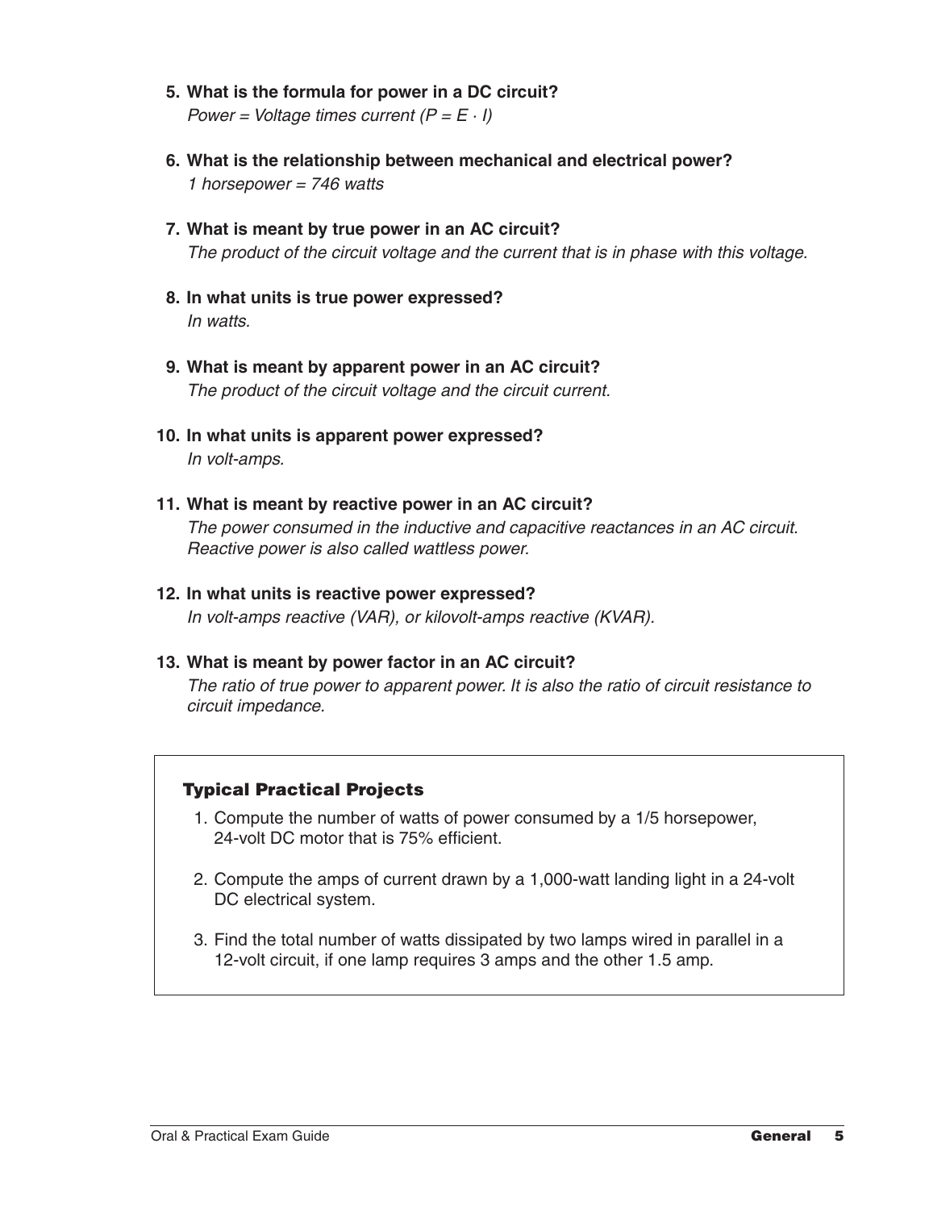5. **What is the formula for power in a DC circuit?**
   *Power = Voltage times current ($P = E \cdot I$)*

6. **What is the relationship between mechanical and electrical power?**
   *1 horsepower = 746 watts*

7. **What is meant by true power in an AC circuit?**
   *The product of the circuit voltage and the current that is in phase with this voltage.*

8. **In what units is true power expressed?**
   *In watts.*

9. **What is meant by apparent power in an AC circuit?**
   *The product of the circuit voltage and the circuit current.*

10. **In what units is apparent power expressed?**
    *In volt-amps.*

11. **What is meant by reactive power in an AC circuit?**
    *The power consumed in the inductive and capacitive reactances in an AC circuit. Reactive power is also called wattless power.*

12. **In what units is reactive power expressed?**
    *In volt-amps reactive (VAR), or kilovolt-amps reactive (KVAR).*

13. **What is meant by power factor in an AC circuit?**
    *The ratio of true power to apparent power. It is also the ratio of circuit resistance to circuit impedance.*

### Typical Practical Projects

1. Compute the number of watts of power consumed by a 1/5 horsepower, 24-volt DC motor that is 75% efficient.
2. Compute the amps of current drawn by a 1,000-watt landing light in a 24-volt DC electrical system.
3. Find the total number of watts dissipated by two lamps wired in parallel in a 12-volt circuit, if one lamp requires 3 amps and the other 1.5 amp.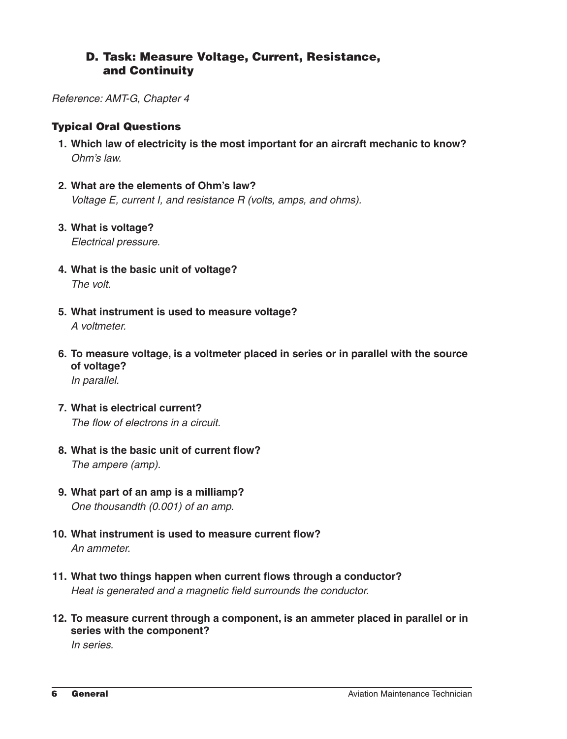### D. Task: Measure Voltage, Current, Resistance, and Continuity

*Reference: AMT-G, Chapter 4*

#### Typical Oral Questions

1. **Which law of electricity is the most important for an aircraft mechanic to know?**
   *Ohm's law.*

2. **What are the elements of Ohm's law?**
   *Voltage E, current I, and resistance R (volts, amps, and ohms).*

3. **What is voltage?**
   *Electrical pressure.*

4. **What is the basic unit of voltage?**
   *The volt.*

5. **What instrument is used to measure voltage?**
   *A voltmeter.*

6. **To measure voltage, is a voltmeter placed in series or in parallel with the source of voltage?**
   *In parallel.*

7. **What is electrical current?**
   *The flow of electrons in a circuit.*

8. **What is the basic unit of current flow?**
   *The ampere (amp).*

9. **What part of an amp is a milliamp?**
   *One thousandth (0.001) of an amp.*

10. **What instrument is used to measure current flow?**
    *An ammeter.*

11. **What two things happen when current flows through a conductor?**
    *Heat is generated and a magnetic field surrounds the conductor.*

12. **To measure current through a component, is an ammeter placed in parallel or in series with the component?**
    *In series.*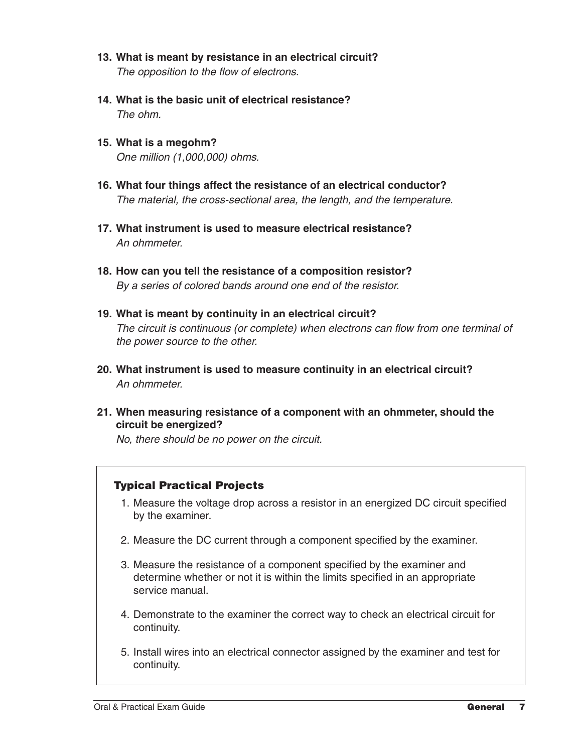**13. What is meant by resistance in an electrical circuit?**
*The opposition to the flow of electrons.*

**14. What is the basic unit of electrical resistance?**
*The ohm.*

**15. What is a megohm?**
*One million (1,000,000) ohms.*

**16. What four things affect the resistance of an electrical conductor?**
*The material, the cross-sectional area, the length, and the temperature.*

**17. What instrument is used to measure electrical resistance?**
*An ohmmeter.*

**18. How can you tell the resistance of a composition resistor?**
*By a series of colored bands around one end of the resistor.*

**19. What is meant by continuity in an electrical circuit?**
*The circuit is continuous (or complete) when electrons can flow from one terminal of the power source to the other.*

**20. What instrument is used to measure continuity in an electrical circuit?**
*An ohmmeter.*

**21. When measuring resistance of a component with an ohmmeter, should the circuit be energized?**
*No, there should be no power on the circuit.*

### Typical Practical Projects

1. Measure the voltage drop across a resistor in an energized DC circuit specified by the examiner.
2. Measure the DC current through a component specified by the examiner.
3. Measure the resistance of a component specified by the examiner and determine whether or not it is within the limits specified in an appropriate service manual.
4. Demonstrate to the examiner the correct way to check an electrical circuit for continuity.
5. Install wires into an electrical connector assigned by the examiner and test for continuity.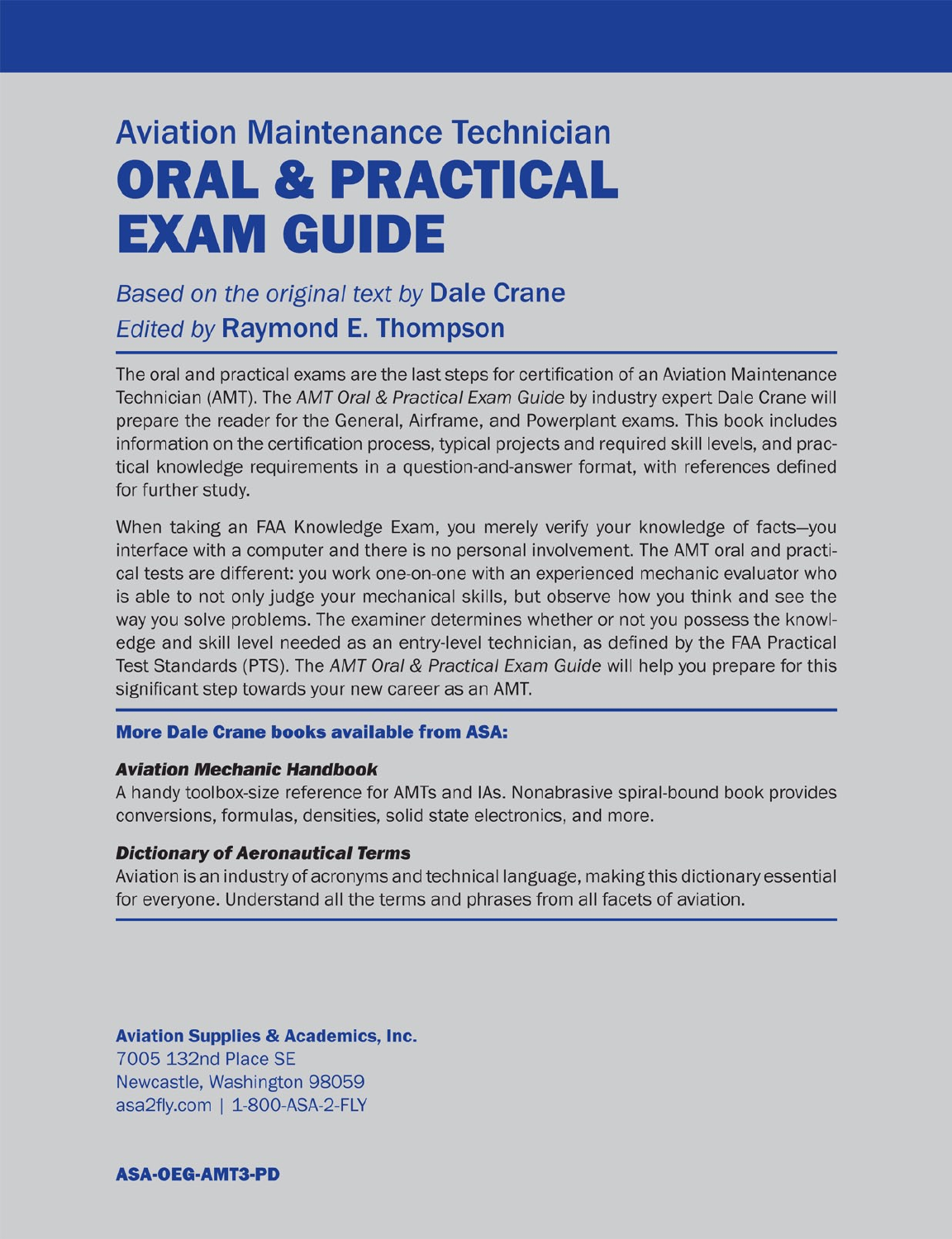Aviation Maintenance Technician

# ORAL & PRACTICAL EXAM GUIDE

*Based on the original text by* **Dale Crane**
*Edited by* **Raymond E. Thompson**

---

The oral and practical exams are the last steps for certification of an Aviation Maintenance Technician (AMT). The *AMT Oral & Practical Exam Guide* by industry expert Dale Crane will prepare the reader for the General, Airframe, and Powerplant exams. This book includes information on the certification process, typical projects and required skill levels, and practical knowledge requirements in a question-and-answer format, with references defined for further study.

When taking an FAA Knowledge Exam, you merely verify your knowledge of facts—you interface with a computer and there is no personal involvement. The AMT oral and practical tests are different: you work one-on-one with an experienced mechanic evaluator who is able to not only judge your mechanical skills, but observe how you think and see the way you solve problems. The examiner determines whether or not you possess the knowledge and skill level needed as an entry-level technician, as defined by the FAA Practical Test Standards (PTS). The *AMT Oral & Practical Exam Guide* will help you prepare for this significant step towards your new career as an AMT.

---

**More Dale Crane books available from ASA:**

***Aviation Mechanic Handbook***
A handy toolbox-size reference for AMTs and IAs. Nonabrasive spiral-bound book provides conversions, formulas, densities, solid state electronics, and more.

***Dictionary of Aeronautical Terms***
Aviation is an industry of acronyms and technical language, making this dictionary essential for everyone. Understand all the terms and phrases from all facets of aviation.

---

**Aviation Supplies & Academics, Inc.**
7005 132nd Place SE
Newcastle, Washington 98059
asa2fly.com | 1-800-ASA-2-FLY

**ASA-OEG-AMT3-PD**